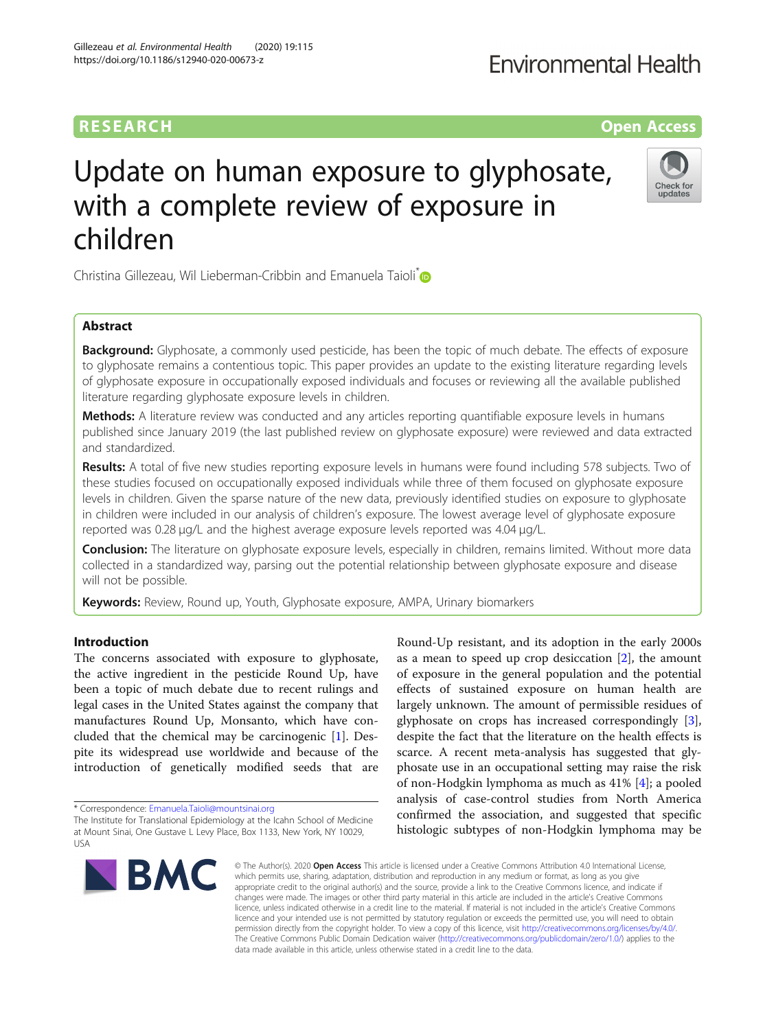RESEARCH

Open Access

# Update on human exposure to glyphosate, with a complete review of exposure in children

Christina Gillezeau, Wil Lieberman-Cribbin and Emanuela Taioli*

## Abstract

**Background:** Glyphosate, a commonly used pesticide, has been the topic of much debate. The effects of exposure to glyphosate remains a contentious topic. This paper provides an update to the existing literature regarding levels of glyphosate exposure in occupationally exposed individuals and focuses or reviewing all the available published literature regarding glyphosate exposure levels in children.

**Methods:** A literature review was conducted and any articles reporting quantifiable exposure levels in humans published since January 2019 (the last published review on glyphosate exposure) were reviewed and data extracted and standardized.

**Results:** A total of five new studies reporting exposure levels in humans were found including 578 subjects. Two of these studies focused on occupationally exposed individuals while three of them focused on glyphosate exposure levels in children. Given the sparse nature of the new data, previously identified studies on exposure to glyphosate in children were included in our analysis of children's exposure. The lowest average level of glyphosate exposure reported was 0.28 μg/L and the highest average exposure levels reported was 4.04 μg/L.

**Conclusion:** The literature on glyphosate exposure levels, especially in children, remains limited. Without more data collected in a standardized way, parsing out the potential relationship between glyphosate exposure and disease will not be possible.

**Keywords:** Review, Round up, Youth, Glyphosate exposure, AMPA, Urinary biomarkers

## Introduction

The concerns associated with exposure to glyphosate, the active ingredient in the pesticide Round Up, have been a topic of much debate due to recent rulings and legal cases in the United States against the company that manufactures Round Up, Monsanto, which have concluded that the chemical may be carcinogenic [1]. Despite its widespread use worldwide and because of the introduction of genetically modified seeds that are Round-Up resistant, and its adoption in the early 2000s as a mean to speed up crop desiccation [2], the amount of exposure in the general population and the potential effects of sustained exposure on human health are largely unknown. The amount of permissible residues of glyphosate on crops has increased correspondingly [3], despite the fact that the literature on the health effects is scarce. A recent meta-analysis has suggested that glyphosate use in an occupational setting may raise the risk of non-Hodgkin lymphoma as much as 41% [4]; a pooled analysis of case-control studies from North America confirmed the association, and suggested that specific histologic subtypes of non-Hodgkin lymphoma may be

* Correspondence: Emanuela.Taioli@mountsinai.org
The Institute for Translational Epidemiology at the Icahn School of Medicine at Mount Sinai, One Gustave L Levy Place, Box 1133, New York, NY 10029, USA

© The Author(s). 2020 **Open Access** This article is licensed under a Creative Commons Attribution 4.0 International License, which permits use, sharing, adaptation, distribution and reproduction in any medium or format, as long as you give appropriate credit to the original author(s) and the source, provide a link to the Creative Commons licence, and indicate if changes were made. The images or other third party material in this article are included in the article's Creative Commons licence, unless indicated otherwise in a credit line to the material. If material is not included in the article's Creative Commons licence and your intended use is not permitted by statutory regulation or exceeds the permitted use, you will need to obtain permission directly from the copyright holder. To view a copy of this licence, visit http://creativecommons.org/licenses/by/4.0/. The Creative Commons Public Domain Dedication waiver (http://creativecommons.org/publicdomain/zero/1.0/) applies to the data made available in this article, unless otherwise stated in a credit line to the data.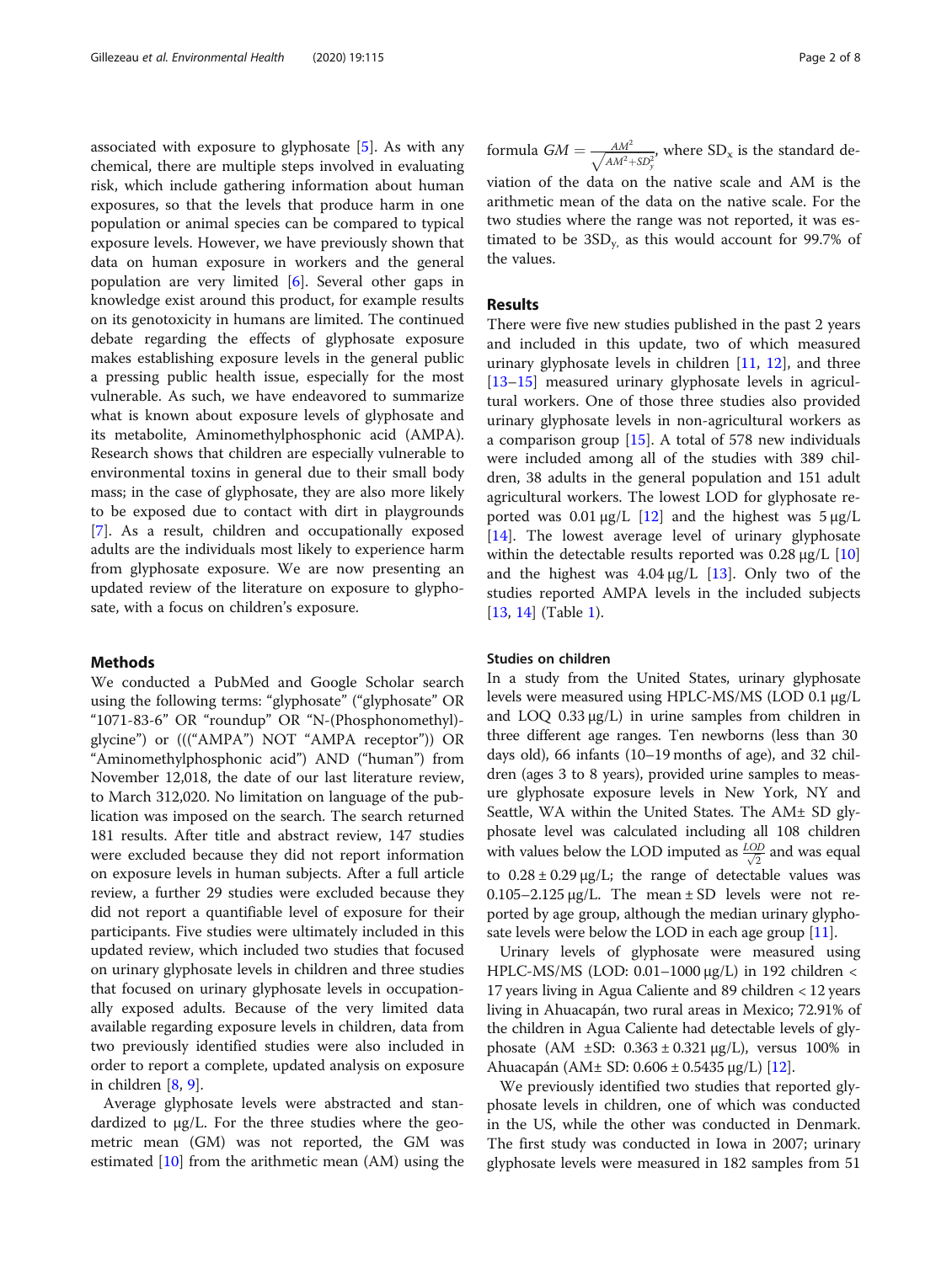associated with exposure to glyphosate [5]. As with any chemical, there are multiple steps involved in evaluating risk, which include gathering information about human exposures, so that the levels that produce harm in one population or animal species can be compared to typical exposure levels. However, we have previously shown that data on human exposure in workers and the general population are very limited [6]. Several other gaps in knowledge exist around this product, for example results on its genotoxicity in humans are limited. The continued debate regarding the effects of glyphosate exposure makes establishing exposure levels in the general public a pressing public health issue, especially for the most vulnerable. As such, we have endeavored to summarize what is known about exposure levels of glyphosate and its metabolite, Aminomethylphosphonic acid (AMPA). Research shows that children are especially vulnerable to environmental toxins in general due to their small body mass; in the case of glyphosate, they are also more likely to be exposed due to contact with dirt in playgrounds [7]. As a result, children and occupationally exposed adults are the individuals most likely to experience harm from glyphosate exposure. We are now presenting an updated review of the literature on exposure to glyphosate, with a focus on children's exposure.

## Methods

We conducted a PubMed and Google Scholar search using the following terms: "glyphosate" ("glyphosate" OR "1071-83-6" OR "roundup" OR "N-(Phosphonomethyl)-glycine") or ((("AMPA") NOT "AMPA receptor")) OR "Aminomethylphosphonic acid") AND ("human") from November 12,018, the date of our last literature review, to March 312,020. No limitation on language of the publication was imposed on the search. The search returned 181 results. After title and abstract review, 147 studies were excluded because they did not report information on exposure levels in human subjects. After a full article review, a further 29 studies were excluded because they did not report a quantifiable level of exposure for their participants. Five studies were ultimately included in this updated review, which included two studies that focused on urinary glyphosate levels in children and three studies that focused on urinary glyphosate levels in occupationally exposed adults. Because of the very limited data available regarding exposure levels in children, data from two previously identified studies were also included in order to report a complete, updated analysis on exposure in children [8, 9].

Average glyphosate levels were abstracted and standardized to μg/L. For the three studies where the geometric mean (GM) was not reported, the GM was estimated [10] from the arithmetic mean (AM) using the formula $GM = \frac{AM^2}{\sqrt{AM^2+SD_y^2}}$, where $SD_x$ is the standard deviation of the data on the native scale and AM is the arithmetic mean of the data on the native scale. For the two studies where the range was not reported, it was estimated to be $3SD_y$, as this would account for 99.7% of the values.

## Results

There were five new studies published in the past 2 years and included in this update, two of which measured urinary glyphosate levels in children [11, 12], and three [13–15] measured urinary glyphosate levels in agricultural workers. One of those three studies also provided urinary glyphosate levels in non-agricultural workers as a comparison group [15]. A total of 578 new individuals were included among all of the studies with 389 children, 38 adults in the general population and 151 adult agricultural workers. The lowest LOD for glyphosate reported was 0.01 μg/L [12] and the highest was 5 μg/L [14]. The lowest average level of urinary glyphosate within the detectable results reported was 0.28 μg/L [10] and the highest was 4.04 μg/L [13]. Only two of the studies reported AMPA levels in the included subjects [13, 14] (Table 1).

### Studies on children

In a study from the United States, urinary glyphosate levels were measured using HPLC-MS/MS (LOD 0.1 μg/L and LOQ 0.33 μg/L) in urine samples from children in three different age ranges. Ten newborns (less than 30 days old), 66 infants (10–19 months of age), and 32 children (ages 3 to 8 years), provided urine samples to measure glyphosate exposure levels in New York, NY and Seattle, WA within the United States. The AM± SD glyphosate level was calculated including all 108 children with values below the LOD imputed as $\frac{LOD}{\sqrt{2}}$ and was equal to 0.28 ± 0.29 μg/L; the range of detectable values was 0.105–2.125 μg/L. The mean ± SD levels were not reported by age group, although the median urinary glyphosate levels were below the LOD in each age group [11].

Urinary levels of glyphosate were measured using HPLC-MS/MS (LOD: 0.01–1000 μg/L) in 192 children < 17 years living in Agua Caliente and 89 children < 12 years living in Ahuacapán, two rural areas in Mexico; 72.91% of the children in Agua Caliente had detectable levels of glyphosate (AM ±SD: 0.363 ± 0.321 μg/L), versus 100% in Ahuacapán (AM± SD: 0.606 ± 0.5435 μg/L) [12].

We previously identified two studies that reported glyphosate levels in children, one of which was conducted in the US, while the other was conducted in Denmark. The first study was conducted in Iowa in 2007; urinary glyphosate levels were measured in 182 samples from 51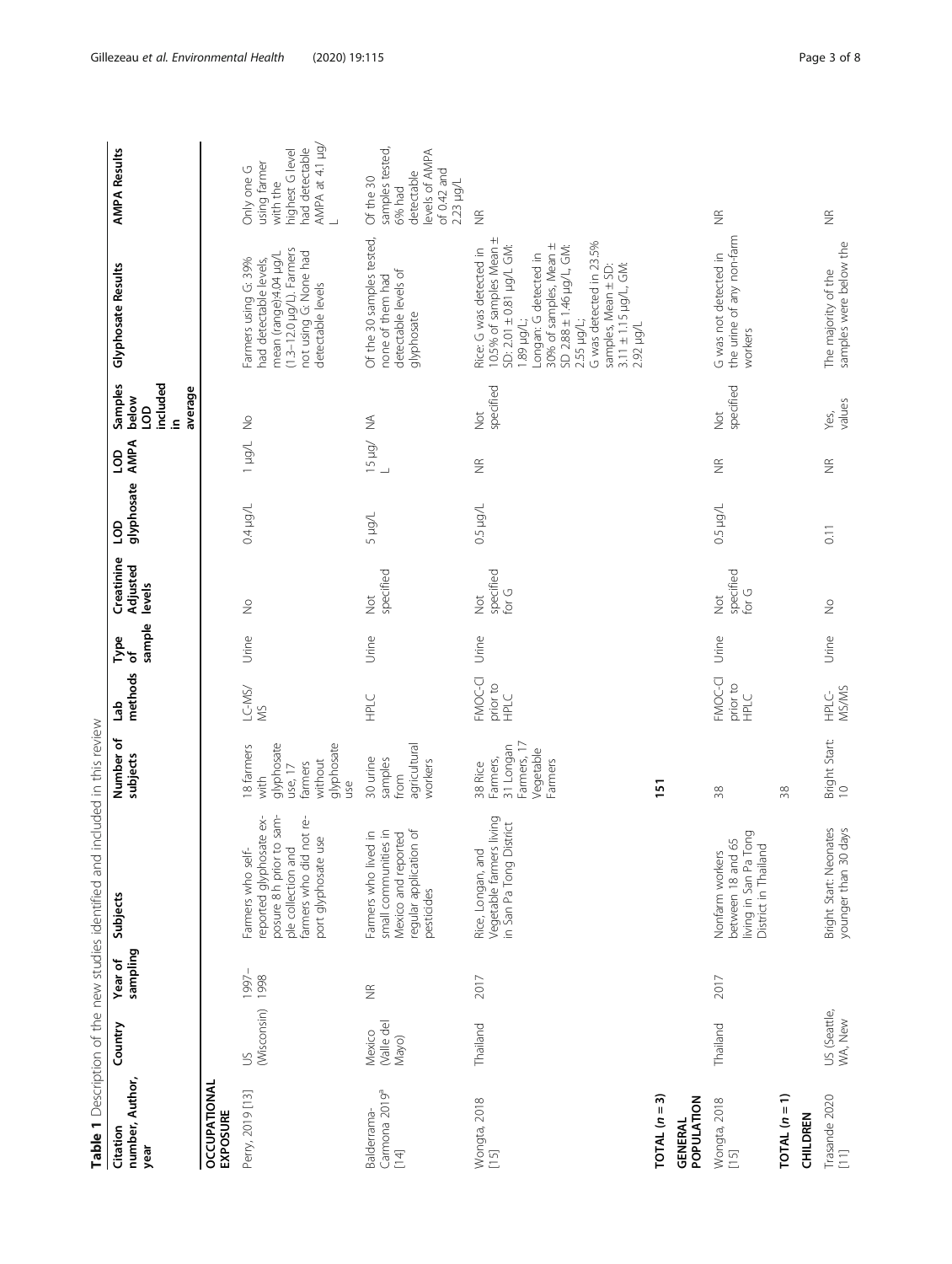**Table 1** Description of the new studies identified and included in this review

| Citation number, Author, year | Country | Year of sampling | Subjects | Number of subjects | Lab methods | Type of sample | Creatinine Adjusted levels | LOD glyphosate | LOD AMPA | Samples below LOD included in average | Glyphosate Results | AMPA Results |
|---|---|---|---|---|---|---|---|---|---|---|---|---|
| **OCCUPATIONAL EXPOSURE** | | | | | | | | | | | | |
| Perry, 2019 [13] | US (Wisconsin) | 1997–1998 | Farmers who self-reported glyphosate exposure 8 h prior to sample collection and farmers who did not report glyphosate use | 18 farmers with glyphosate use, 17 farmers without glyphosate use | LC-MS/MS | Urine | No | 0.4 μg/L | 1 μg/L | No | Farmers using G: 39% had detectable levels, mean (range):4.04 μg/L (1.3–12.0 μg/L). Farmers not using G: None had detectable levels | Only one G using farmer with the highest G level had detectable AMPA at 4.1 μg/L |
| Balderrama-Carmona 2019[a] [14] | Mexico (Valle del Mayo) | NR | Farmers who lived in small communities in Mexico and reported regular application of pesticides | 30 urine samples from agricultural workers | HPLC | Urine | Not specified | 5 μg/L | 15 μg/L | NA | Of the 30 samples tested, none of them had detectable levels of glyphosate | Of the 30 samples tested, 6% had detectable levels of AMPA of 0.42 and 2.23 μg/L |
| Wongta, 2018 [15] | Thailand | 2017 | Rice, Longan, and Vegetable farmers living in San Pa Tong District | 38 Rice Farmers, 31 Longan Farmers, 17 Vegetable Farmers | FMOC-Cl prior to HPLC | Urine | Not specified for G | 0.5 μg/L | NR | Not specified | Rice: G was detected in 10.5% of samples Mean ± SD: 2.01 ± 0.81 μg/L GM: 1.89 μg/L; Longan: G detected in 30% of samples, Mean ± SD 2.88 ± 1.46 μg/L, GM: 2.55 μg/L; G was detected in 23.5% samples, Mean ± SD: 3.11 ± 1.15 μg/L, GM: 2.92 μg/L | NR |
| **TOTAL (n = 3)** | | | | **151** | | | | | | | | |
| **GENERAL POPULATION** | | | | | | | | | | | | |
| Wongta, 2018 [15] | Thailand | 2017 | Nonfarm workers between 18 and 65 living in San Pa Tong District in Thailand | 38 | FMOC-Cl prior to HPLC | Urine | Not specified for G | 0.5 μg/L | NR | Not specified | G was not detected in the urine of any non-farm workers | NR |
| **TOTAL (n = 1)** | | | | 38 | | | | | | | | |
| **CHILDREN** | | | | | | | | | | | | |
| Trasande 2020 [11] | US (Seattle, WA, New | | Bright Start: Neonates younger than 30 days | Bright Start: 10 | HPLC-MS/MS | Urine | No | 0.11 | NR | Yes, values | The majority of the samples were below the | NR |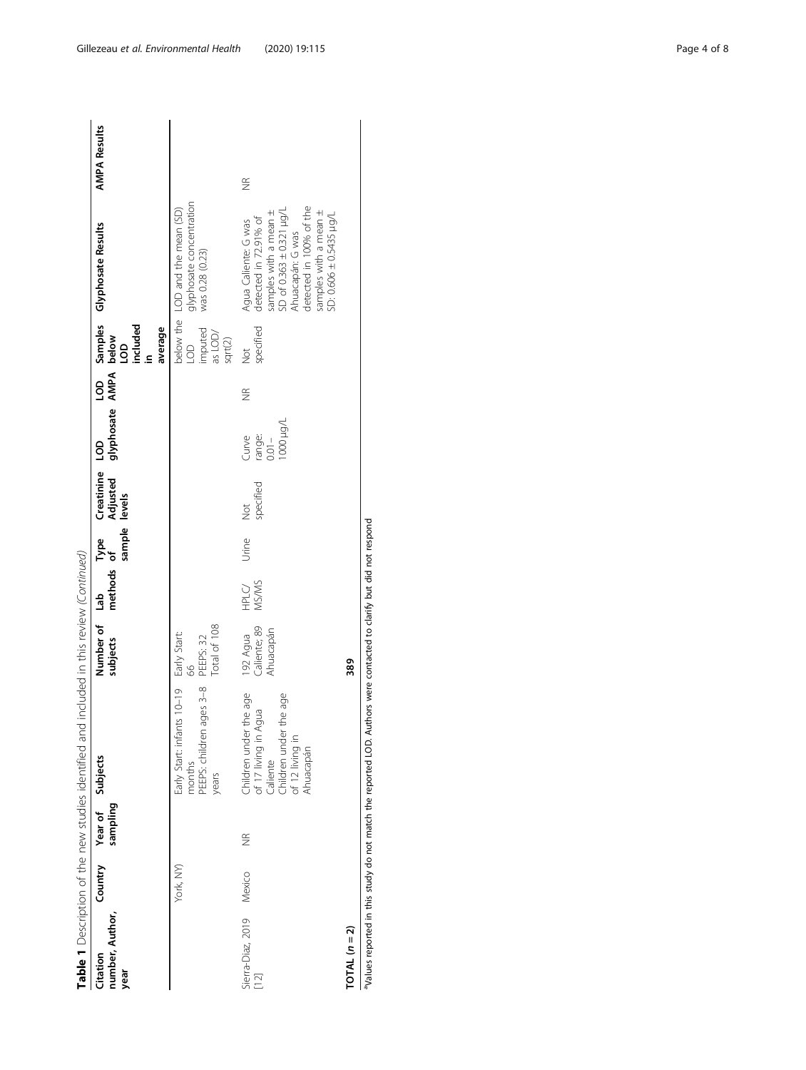**Table 1** Description of the new studies identified and included in this review *(Continued)*

| Citation number, Author, year | Country | Year of sampling | Subjects | Number of subjects | Lab methods | Type of sample | Creatinine Adjusted levels | LOD glyphosate | LOD AMPA | Samples below LOD included in average | Glyphosate Results | AMPA Results |
|---|---|---|---|---|---|---|---|---|---|---|---|---|
| | York, NY) | | Early Start: infants 10–19 months<br>PEEPS: children ages 3–8 years | Early Start: 66<br>PEEPS: 32<br>Total of 108 | | | | | | below the LOD imputed as LOD/sqrt(2) | LOD and the mean (SD) glyphosate concentration was 0.28 (0.23) | |
| Sierra-Diaz, 2019 [12] | Mexico | NR | Children under the age of 17 living in Agua Caliente<br>Children under the age of 12 living in Ahuacapán | 192 Agua Caliente; 89 Ahuacapán | HPLC/MS/MS | Urine | Not specified | Curve range: 0.01–1000 μg/L | NR | Not specified | Agua Caliente: G was detected in 72.91% of samples with a mean ± SD of 0.363 ± 0.321 μg/L<br>Ahuacapán: G was detected in 100% of the samples with a mean ± SD: 0.606 ± 0.5435 μg/L | NR |
| **TOTAL (*n* = 2)** | | | | **389** | | | | | | | | |

[a]Values reported in this study do not match the reported LOD. Authors were contacted to clarify but did not respond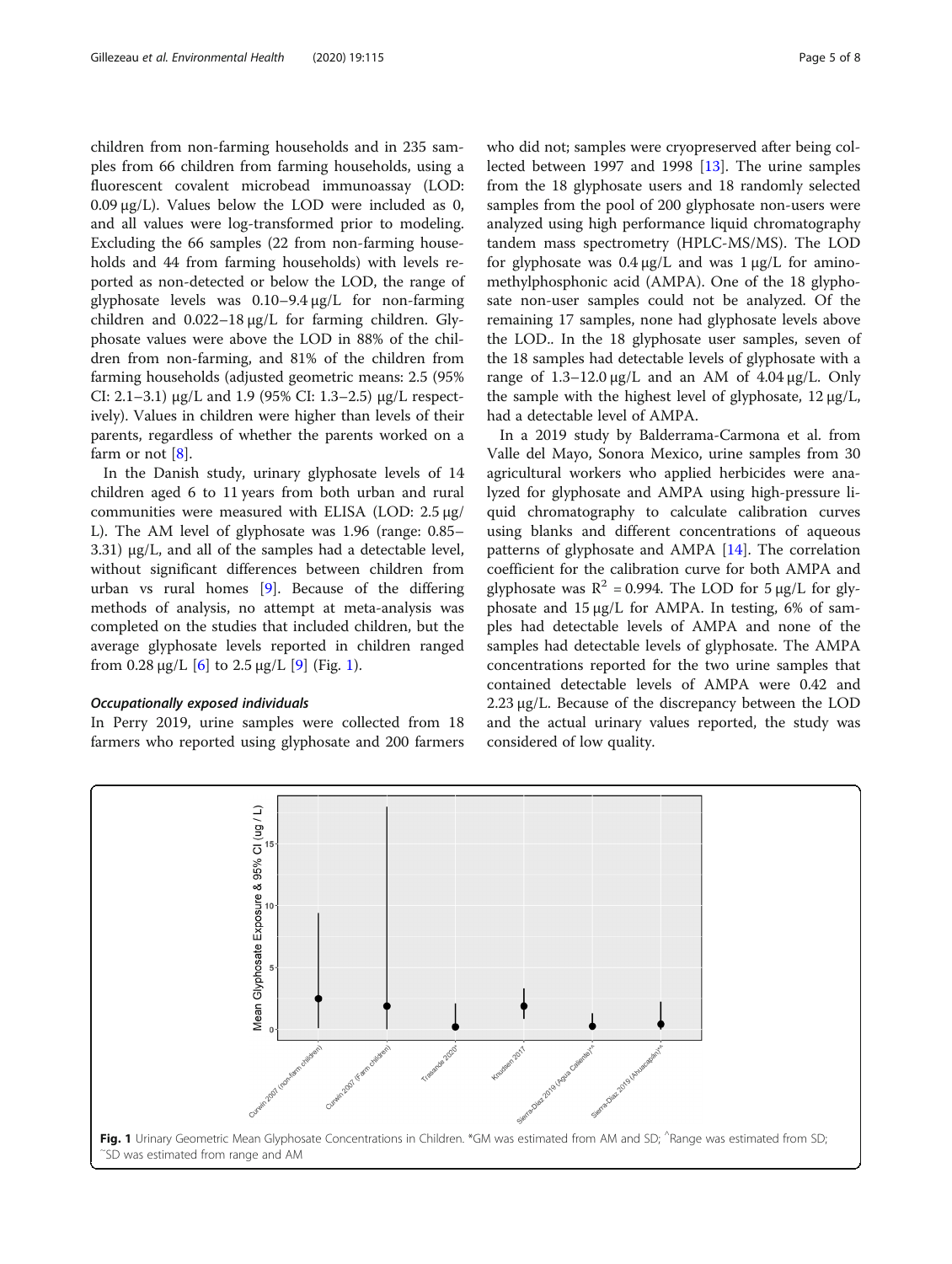children from non-farming households and in 235 samples from 66 children from farming households, using a fluorescent covalent microbead immunoassay (LOD: 0.09 μg/L). Values below the LOD were included as 0, and all values were log-transformed prior to modeling. Excluding the 66 samples (22 from non-farming households and 44 from farming households) with levels reported as non-detected or below the LOD, the range of glyphosate levels was 0.10–9.4 μg/L for non-farming children and 0.022–18 μg/L for farming children. Glyphosate values were above the LOD in 88% of the children from non-farming, and 81% of the children from farming households (adjusted geometric means: 2.5 (95% CI: 2.1–3.1) μg/L and 1.9 (95% CI: 1.3–2.5) μg/L respectively). Values in children were higher than levels of their parents, regardless of whether the parents worked on a farm or not [8].

In the Danish study, urinary glyphosate levels of 14 children aged 6 to 11 years from both urban and rural communities were measured with ELISA (LOD: 2.5 μg/L). The AM level of glyphosate was 1.96 (range: 0.85–3.31) μg/L, and all of the samples had a detectable level, without significant differences between children from urban vs rural homes [9]. Because of the differing methods of analysis, no attempt at meta-analysis was completed on the studies that included children, but the average glyphosate levels reported in children ranged from 0.28 μg/L [6] to 2.5 μg/L [9] (Fig. 1).

#### *Occupationally exposed individuals*

In Perry 2019, urine samples were collected from 18 farmers who reported using glyphosate and 200 farmers who did not; samples were cryopreserved after being collected between 1997 and 1998 [13]. The urine samples from the 18 glyphosate users and 18 randomly selected samples from the pool of 200 glyphosate non-users were analyzed using high performance liquid chromatography tandem mass spectrometry (HPLC-MS/MS). The LOD for glyphosate was 0.4 μg/L and was 1 μg/L for aminomethylphosphonic acid (AMPA). One of the 18 glyphosate non-user samples could not be analyzed. Of the remaining 17 samples, none had glyphosate levels above the LOD.. In the 18 glyphosate user samples, seven of the 18 samples had detectable levels of glyphosate with a range of 1.3–12.0 μg/L and an AM of 4.04 μg/L. Only the sample with the highest level of glyphosate, 12 μg/L, had a detectable level of AMPA.

In a 2019 study by Balderrama-Carmona et al. from Valle del Mayo, Sonora Mexico, urine samples from 30 agricultural workers who applied herbicides were analyzed for glyphosate and AMPA using high-pressure liquid chromatography to calculate calibration curves using blanks and different concentrations of aqueous patterns of glyphosate and AMPA [14]. The correlation coefficient for the calibration curve for both AMPA and glyphosate was $R^2$ = 0.994. The LOD for 5 μg/L for glyphosate and 15 μg/L for AMPA. In testing, 6% of samples had detectable levels of AMPA and none of the samples had detectable levels of glyphosate. The AMPA concentrations reported for the two urine samples that contained detectable levels of AMPA were 0.42 and 2.23 μg/L. Because of the discrepancy between the LOD and the actual urinary values reported, the study was considered of low quality.

**Fig. 1** Urinary Geometric Mean Glyphosate Concentrations in Children. *GM was estimated from AM and SD; ^Range was estimated from SD; ~SD was estimated from range and AM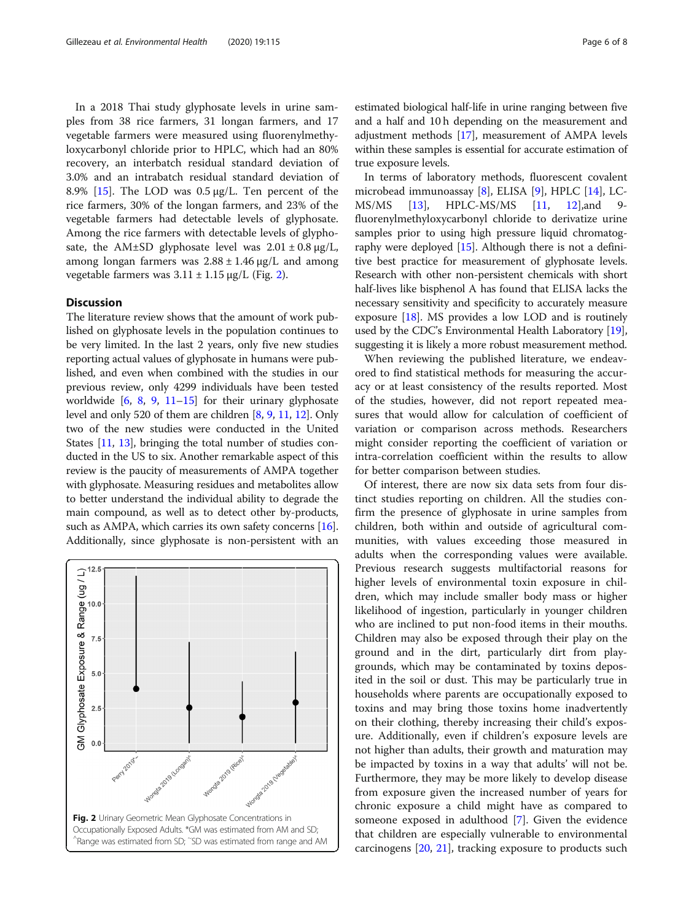In a 2018 Thai study glyphosate levels in urine samples from 38 rice farmers, 31 longan farmers, and 17 vegetable farmers were measured using fluorenylmethyloxycarbonyl chloride prior to HPLC, which had an 80% recovery, an interbatch residual standard deviation of 3.0% and an intrabatch residual standard deviation of 8.9% [15]. The LOD was 0.5 μg/L. Ten percent of the rice farmers, 30% of the longan farmers, and 23% of the vegetable farmers had detectable levels of glyphosate. Among the rice farmers with detectable levels of glyphosate, the AM±SD glyphosate level was 2.01 ± 0.8 μg/L, among longan farmers was 2.88 ± 1.46 μg/L and among vegetable farmers was 3.11 ± 1.15 μg/L (Fig. 2).

## Discussion

The literature review shows that the amount of work published on glyphosate levels in the population continues to be very limited. In the last 2 years, only five new studies reporting actual values of glyphosate in humans were published, and even when combined with the studies in our previous review, only 4299 individuals have been tested worldwide [6, 8, 9, 11–15] for their urinary glyphosate level and only 520 of them are children [8, 9, 11, 12]. Only two of the new studies were conducted in the United States [11, 13], bringing the total number of studies conducted in the US to six. Another remarkable aspect of this review is the paucity of measurements of AMPA together with glyphosate. Measuring residues and metabolites allow to better understand the individual ability to degrade the main compound, as well as to detect other by-products, such as AMPA, which carries its own safety concerns [16]. Additionally, since glyphosate is non-persistent with an estimated biological half-life in urine ranging between five and a half and 10 h depending on the measurement and adjustment methods [17], measurement of AMPA levels within these samples is essential for accurate estimation of true exposure levels.

Fig. 2 Urinary Geometric Mean Glyphosate Concentrations in Occupationally Exposed Adults. *GM was estimated from AM and SD; ^Range was estimated from SD; ~SD was estimated from range and AM

In terms of laboratory methods, fluorescent covalent microbead immunoassay [8], ELISA [9], HPLC [14], LC-MS/MS [13], HPLC-MS/MS [11, 12],and 9-fluorenylmethyloxycarbonyl chloride to derivatize urine samples prior to using high pressure liquid chromatography were deployed [15]. Although there is not a definitive best practice for measurement of glyphosate levels. Research with other non-persistent chemicals with short half-lives like bisphenol A has found that ELISA lacks the necessary sensitivity and specificity to accurately measure exposure [18]. MS provides a low LOD and is routinely used by the CDC's Environmental Health Laboratory [19], suggesting it is likely a more robust measurement method.

When reviewing the published literature, we endeavored to find statistical methods for measuring the accuracy or at least consistency of the results reported. Most of the studies, however, did not report repeated measures that would allow for calculation of coefficient of variation or comparison across methods. Researchers might consider reporting the coefficient of variation or intra-correlation coefficient within the results to allow for better comparison between studies.

Of interest, there are now six data sets from four distinct studies reporting on children. All the studies confirm the presence of glyphosate in urine samples from children, both within and outside of agricultural communities, with values exceeding those measured in adults when the corresponding values were available. Previous research suggests multifactorial reasons for higher levels of environmental toxin exposure in children, which may include smaller body mass or higher likelihood of ingestion, particularly in younger children who are inclined to put non-food items in their mouths. Children may also be exposed through their play on the ground and in the dirt, particularly dirt from playgrounds, which may be contaminated by toxins deposited in the soil or dust. This may be particularly true in households where parents are occupationally exposed to toxins and may bring those toxins home inadvertently on their clothing, thereby increasing their child's exposure. Additionally, even if children's exposure levels are not higher than adults, their growth and maturation may be impacted by toxins in a way that adults' will not be. Furthermore, they may be more likely to develop disease from exposure given the increased number of years for chronic exposure a child might have as compared to someone exposed in adulthood [7]. Given the evidence that children are especially vulnerable to environmental carcinogens [20, 21], tracking exposure to products such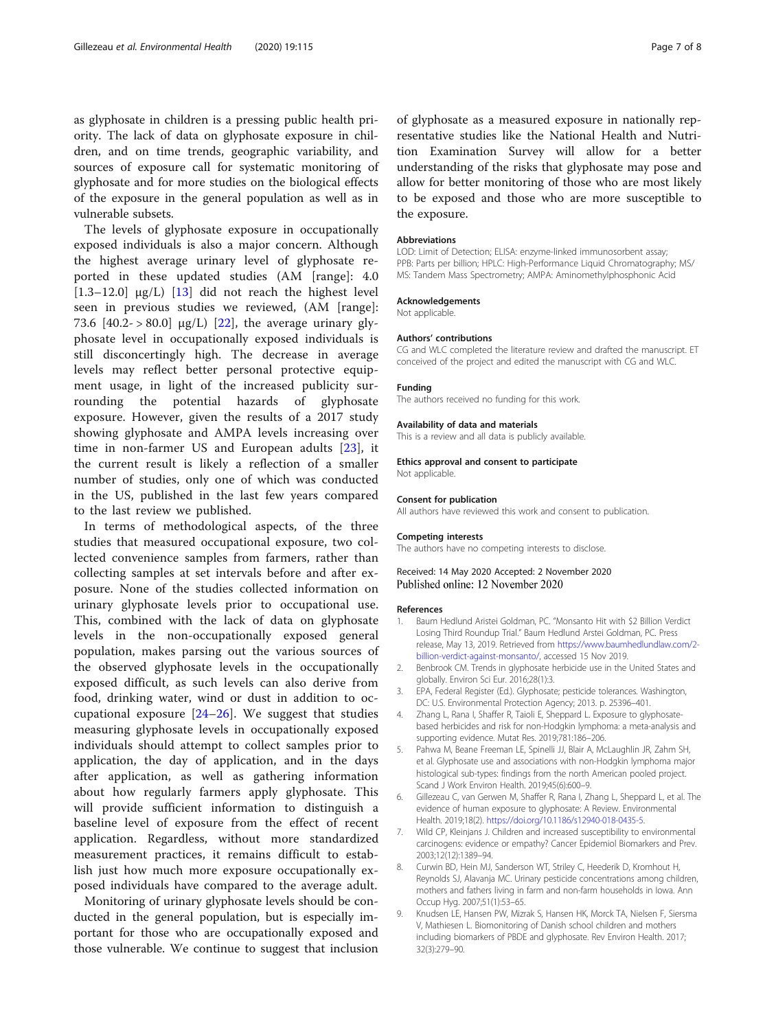as glyphosate in children is a pressing public health priority. The lack of data on glyphosate exposure in children, and on time trends, geographic variability, and sources of exposure call for systematic monitoring of glyphosate and for more studies on the biological effects of the exposure in the general population as well as in vulnerable subsets.

The levels of glyphosate exposure in occupationally exposed individuals is also a major concern. Although the highest average urinary level of glyphosate reported in these updated studies (AM [range]: 4.0 [1.3–12.0] μg/L) [13] did not reach the highest level seen in previous studies we reviewed, (AM [range]: 73.6 [40.2- > 80.0] μg/L) [22], the average urinary glyphosate level in occupationally exposed individuals is still disconcertingly high. The decrease in average levels may reflect better personal protective equipment usage, in light of the increased publicity surrounding the potential hazards of glyphosate exposure. However, given the results of a 2017 study showing glyphosate and AMPA levels increasing over time in non-farmer US and European adults [23], it the current result is likely a reflection of a smaller number of studies, only one of which was conducted in the US, published in the last few years compared to the last review we published.

In terms of methodological aspects, of the three studies that measured occupational exposure, two collected convenience samples from farmers, rather than collecting samples at set intervals before and after exposure. None of the studies collected information on urinary glyphosate levels prior to occupational use. This, combined with the lack of data on glyphosate levels in the non-occupationally exposed general population, makes parsing out the various sources of the observed glyphosate levels in the occupationally exposed difficult, as such levels can also derive from food, drinking water, wind or dust in addition to occupational exposure [24–26]. We suggest that studies measuring glyphosate levels in occupationally exposed individuals should attempt to collect samples prior to application, the day of application, and in the days after application, as well as gathering information about how regularly farmers apply glyphosate. This will provide sufficient information to distinguish a baseline level of exposure from the effect of recent application. Regardless, without more standardized measurement practices, it remains difficult to establish just how much more exposure occupationally exposed individuals have compared to the average adult.

Monitoring of urinary glyphosate levels should be conducted in the general population, but is especially important for those who are occupationally exposed and those vulnerable. We continue to suggest that inclusion of glyphosate as a measured exposure in nationally representative studies like the National Health and Nutrition Examination Survey will allow for a better understanding of the risks that glyphosate may pose and allow for better monitoring of those who are most likely to be exposed and those who are more susceptible to the exposure.

#### Abbreviations

LOD: Limit of Detection; ELISA: enzyme-linked immunosorbent assay; PPB: Parts per billion; HPLC: High-Performance Liquid Chromatography; MS/MS: Tandem Mass Spectrometry; AMPA: Aminomethylphosphonic Acid

#### Acknowledgements

Not applicable.

#### Authors' contributions

CG and WLC completed the literature review and drafted the manuscript. ET conceived of the project and edited the manuscript with CG and WLC.

#### Funding

The authors received no funding for this work.

#### Availability of data and materials

This is a review and all data is publicly available.

#### Ethics approval and consent to participate

Not applicable.

#### Consent for publication

All authors have reviewed this work and consent to publication.

#### Competing interests

The authors have no competing interests to disclose.

Received: 14 May 2020 Accepted: 2 November 2020
Published online: 12 November 2020

#### References

1. Baum Hedlund Aristei Goldman, PC. "Monsanto Hit with $2 Billion Verdict Losing Third Roundup Trial." Baum Hedlund Arstei Goldman, PC. Press release, May 13, 2019. Retrieved from https://www.baumhedlundlaw.com/2-billion-verdict-against-monsanto/, accessed 15 Nov 2019.
2. Benbrook CM. Trends in glyphosate herbicide use in the United States and globally. Environ Sci Eur. 2016;28(1):3.
3. EPA, Federal Register (Ed.). Glyphosate; pesticide tolerances. Washington, DC: U.S. Environmental Protection Agency; 2013. p. 25396–401.
4. Zhang L, Rana I, Shaffer R, Taioli E, Sheppard L. Exposure to glyphosate-based herbicides and risk for non-Hodgkin lymphoma: a meta-analysis and supporting evidence. Mutat Res. 2019;781:186–206.
5. Pahwa M, Beane Freeman LE, Spinelli JJ, Blair A, McLaughlin JR, Zahm SH, et al. Glyphosate use and associations with non-Hodgkin lymphoma major histological sub-types: findings from the north American pooled project. Scand J Work Environ Health. 2019;45(6):600–9.
6. Gillezeau C, van Gerwen M, Shaffer R, Rana I, Zhang L, Sheppard L, et al. The evidence of human exposure to glyphosate: A Review. Environmental Health. 2019;18(2). https://doi.org/10.1186/s12940-018-0435-5.
7. Wild CP, Kleinjans J. Children and increased susceptibility to environmental carcinogens: evidence or empathy? Cancer Epidemiol Biomarkers and Prev. 2003;12(12):1389–94.
8. Curwin BD, Hein MJ, Sanderson WT, Striley C, Heederik D, Kromhout H, Reynolds SJ, Alavanja MC. Urinary pesticide concentrations among children, mothers and fathers living in farm and non-farm households in Iowa. Ann Occup Hyg. 2007;51(1):53–65.
9. Knudsen LE, Hansen PW, Mizrak S, Hansen HK, Morck TA, Nielsen F, Siersma V, Mathiesen L. Biomonitoring of Danish school children and mothers including biomarkers of PBDE and glyphosate. Rev Environ Health. 2017;32(3):279–90.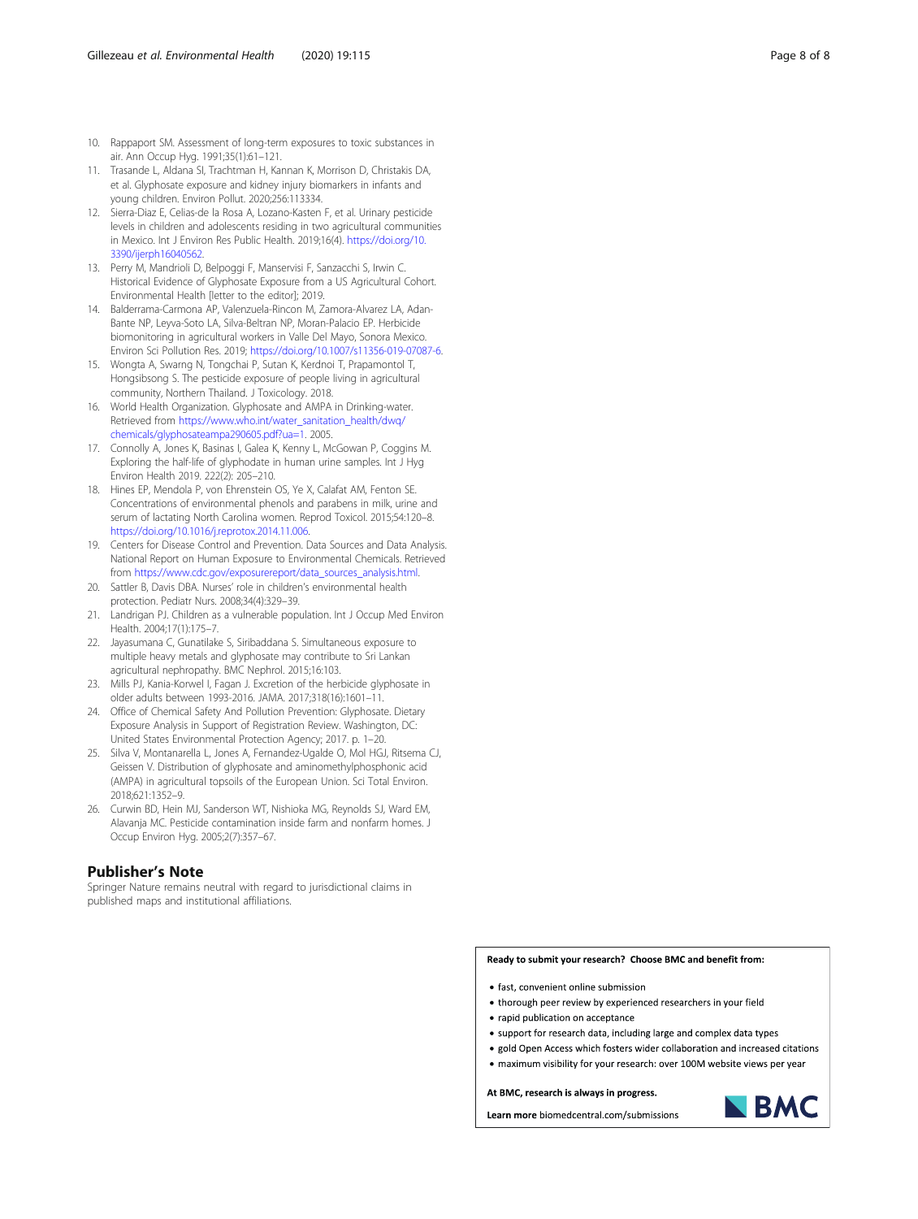10. Rappaport SM. Assessment of long-term exposures to toxic substances in air. Ann Occup Hyg. 1991;35(1):61–121.
11. Trasande L, Aldana SI, Trachtman H, Kannan K, Morrison D, Christakis DA, et al. Glyphosate exposure and kidney injury biomarkers in infants and young children. Environ Pollut. 2020;256:113334.
12. Sierra-Diaz E, Celias-de la Rosa A, Lozano-Kasten F, et al. Urinary pesticide levels in children and adolescents residing in two agricultural communities in Mexico. Int J Environ Res Public Health. 2019;16(4). https://doi.org/10.3390/ijerph16040562.
13. Perry M, Mandrioli D, Belpoggi F, Manservisi F, Sanzacchi S, Irwin C. Historical Evidence of Glyphosate Exposure from a US Agricultural Cohort. Environmental Health [letter to the editor]; 2019.
14. Balderrama-Carmona AP, Valenzuela-Rincon M, Zamora-Alvarez LA, Adan-Bante NP, Leyva-Soto LA, Silva-Beltran NP, Moran-Palacio EP. Herbicide biomonitoring in agricultural workers in Valle Del Mayo, Sonora Mexico. Environ Sci Pollution Res. 2019; https://doi.org/10.1007/s11356-019-07087-6.
15. Wongta A, Swarng N, Tongchai P, Sutan K, Kerdnoi T, Prapamontol T, Hongsibsong S. The pesticide exposure of people living in agricultural community, Northern Thailand. J Toxicology. 2018.
16. World Health Organization. Glyphosate and AMPA in Drinking-water. Retrieved from https://www.who.int/water_sanitation_health/dwq/chemicals/glyphosateampa290605.pdf?ua=1. 2005.
17. Connolly A, Jones K, Basinas I, Galea K, Kenny L, McGowan P, Coggins M. Exploring the half-life of glyphodate in human urine samples. Int J Hyg Environ Health 2019. 222(2): 205–210.
18. Hines EP, Mendola P, von Ehrenstein OS, Ye X, Calafat AM, Fenton SE. Concentrations of environmental phenols and parabens in milk, urine and serum of lactating North Carolina women. Reprod Toxicol. 2015;54:120–8. https://doi.org/10.1016/j.reprotox.2014.11.006.
19. Centers for Disease Control and Prevention. Data Sources and Data Analysis. National Report on Human Exposure to Environmental Chemicals. Retrieved from https://www.cdc.gov/exposurereport/data_sources_analysis.html.
20. Sattler B, Davis DBA. Nurses' role in children's environmental health protection. Pediatr Nurs. 2008;34(4):329–39.
21. Landrigan PJ. Children as a vulnerable population. Int J Occup Med Environ Health. 2004;17(1):175–7.
22. Jayasumana C, Gunatilake S, Siribaddana S. Simultaneous exposure to multiple heavy metals and glyphosate may contribute to Sri Lankan agricultural nephropathy. BMC Nephrol. 2015;16:103.
23. Mills PJ, Kania-Korwel I, Fagan J. Excretion of the herbicide glyphosate in older adults between 1993-2016. JAMA. 2017;318(16):1601–11.
24. Office of Chemical Safety And Pollution Prevention: Glyphosate. Dietary Exposure Analysis in Support of Registration Review. Washington, DC: United States Environmental Protection Agency; 2017. p. 1–20.
25. Silva V, Montanarella L, Jones A, Fernandez-Ugalde O, Mol HGJ, Ritsema CJ, Geissen V. Distribution of glyphosate and aminomethylphosphonic acid (AMPA) in agricultural topsoils of the European Union. Sci Total Environ. 2018;621:1352–9.
26. Curwin BD, Hein MJ, Sanderson WT, Nishioka MG, Reynolds SJ, Ward EM, Alavanja MC. Pesticide contamination inside farm and nonfarm homes. J Occup Environ Hyg. 2005;2(7):357–67.

## Publisher's Note

Springer Nature remains neutral with regard to jurisdictional claims in published maps and institutional affiliations.

**Ready to submit your research? Choose BMC and benefit from:**

- fast, convenient online submission
- thorough peer review by experienced researchers in your field
- rapid publication on acceptance
- support for research data, including large and complex data types
- gold Open Access which fosters wider collaboration and increased citations
- maximum visibility for your research: over 100M website views per year

**At BMC, research is always in progress.**

**Learn more** biomedcentral.com/submissions

BMC